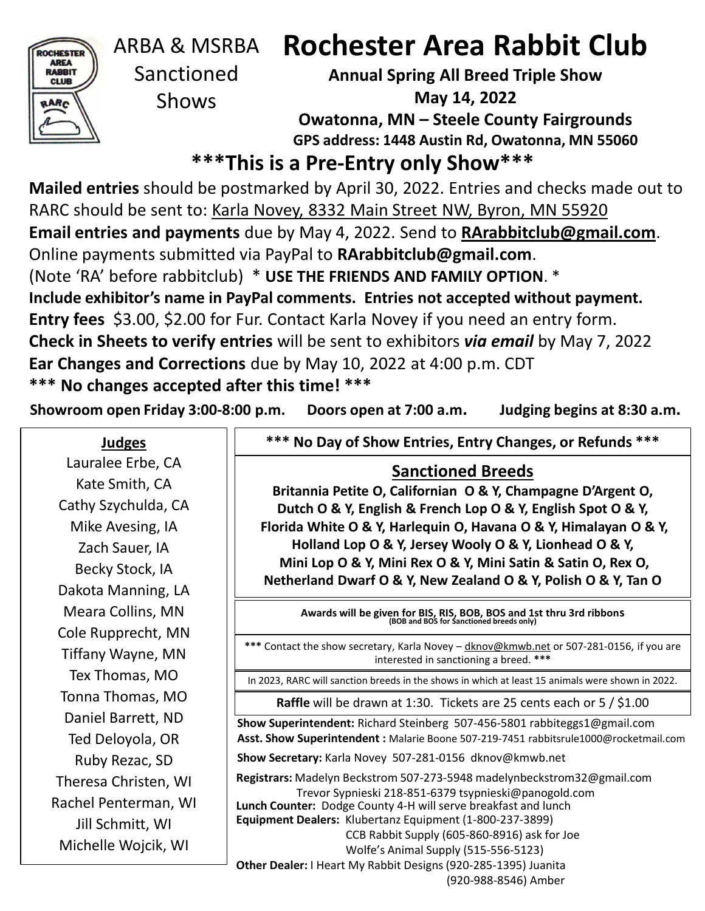ARBA & MSRBA Sanctioned Shows

# Rochester Area Rabbit Club

**Annual Spring All Breed Triple Show**

**May 14, 2022**

**Owatonna, MN – Steele County Fairgrounds**

**GPS address: 1448 Austin Rd, Owatonna, MN 55060**

## ***This is a Pre-Entry only Show***

**Mailed entries** should be postmarked by April 30, 2022. Entries and checks made out to RARC should be sent to: Karla Novey, 8332 Main Street NW, Byron, MN 55920

**Email entries and payments** due by May 4, 2022. Send to **RArabbitclub@gmail.com**.

Online payments submitted via PayPal to **RArabbitclub@gmail.com**.

(Note 'RA' before rabbitclub) * **USE THE FRIENDS AND FAMILY OPTION**. *

**Include exhibitor's name in PayPal comments. Entries not accepted without payment.**

**Entry fees** $3.00, $2.00 for Fur. Contact Karla Novey if you need an entry form.

**Check in Sheets to verify entries** will be sent to exhibitors ***via email*** by May 7, 2022

**Ear Changes and Corrections** due by May 10, 2022 at 4:00 p.m. CDT

**\*\*\* No changes accepted after this time! \*\*\***

**Showroom open Friday 3:00-8:00 p.m. Doors open at 7:00 a.m. Judging begins at 8:30 a.m.**

### Judges

Lauralee Erbe, CA
Kate Smith, CA
Cathy Szychulda, CA
Mike Avesing, IA
Zach Sauer, IA
Becky Stock, IA
Dakota Manning, LA
Meara Collins, MN
Cole Rupprecht, MN
Tiffany Wayne, MN
Tex Thomas, MO
Tonna Thomas, MO
Daniel Barrett, ND
Ted Deloyola, OR
Ruby Rezac, SD
Theresa Christen, WI
Rachel Penterman, WI
Jill Schmitt, WI
Michelle Wojcik, WI

**\*\*\* No Day of Show Entries, Entry Changes, or Refunds \*\*\***

### Sanctioned Breeds

**Britannia Petite O, Californian O & Y, Champagne D'Argent O, Dutch O & Y, English & French Lop O & Y, English Spot O & Y, Florida White O & Y, Harlequin O, Havana O & Y, Himalayan O & Y, Holland Lop O & Y, Jersey Wooly O & Y, Lionhead O & Y, Mini Lop O & Y, Mini Rex O & Y, Mini Satin & Satin O, Rex O, Netherland Dwarf O & Y, New Zealand O & Y, Polish O & Y, Tan O**

**Awards will be given for BIS, RIS, BOB, BOS and 1st thru 3rd ribbons (BOB and BOS for Sanctioned breeds only)**

**\*\*\*** Contact the show secretary, Karla Novey – dknov@kmwb.net or 507-281-0156, if you are interested in sanctioning a breed. **\*\*\***

In 2023, RARC will sanction breeds in the shows in which at least 15 animals were shown in 2022.

**Raffle** will be drawn at 1:30. Tickets are 25 cents each or 5 / $1.00

**Show Superintendent:** Richard Steinberg 507-456-5801 rabbiteggs1@gmail.com
**Asst. Show Superintendent :** Malarie Boone 507-219-7451 rabbitsrule1000@rocketmail.com
**Show Secretary:** Karla Novey 507-281-0156 dknov@kmwb.net
**Registrars:** Madelyn Beckstrom 507-273-5948 madelynbeckstrom32@gmail.com
Trevor Sypnieski 218-851-6379 tsypnieski@panogold.com
**Lunch Counter:** Dodge County 4-H will serve breakfast and lunch
**Equipment Dealers:** Klubertanz Equipment (1-800-237-3899)
CCB Rabbit Supply (605-860-8916) ask for Joe
Wolfe's Animal Supply (515-556-5123)
**Other Dealer:** I Heart My Rabbit Designs (920-285-1395) Juanita
(920-988-8546) Amber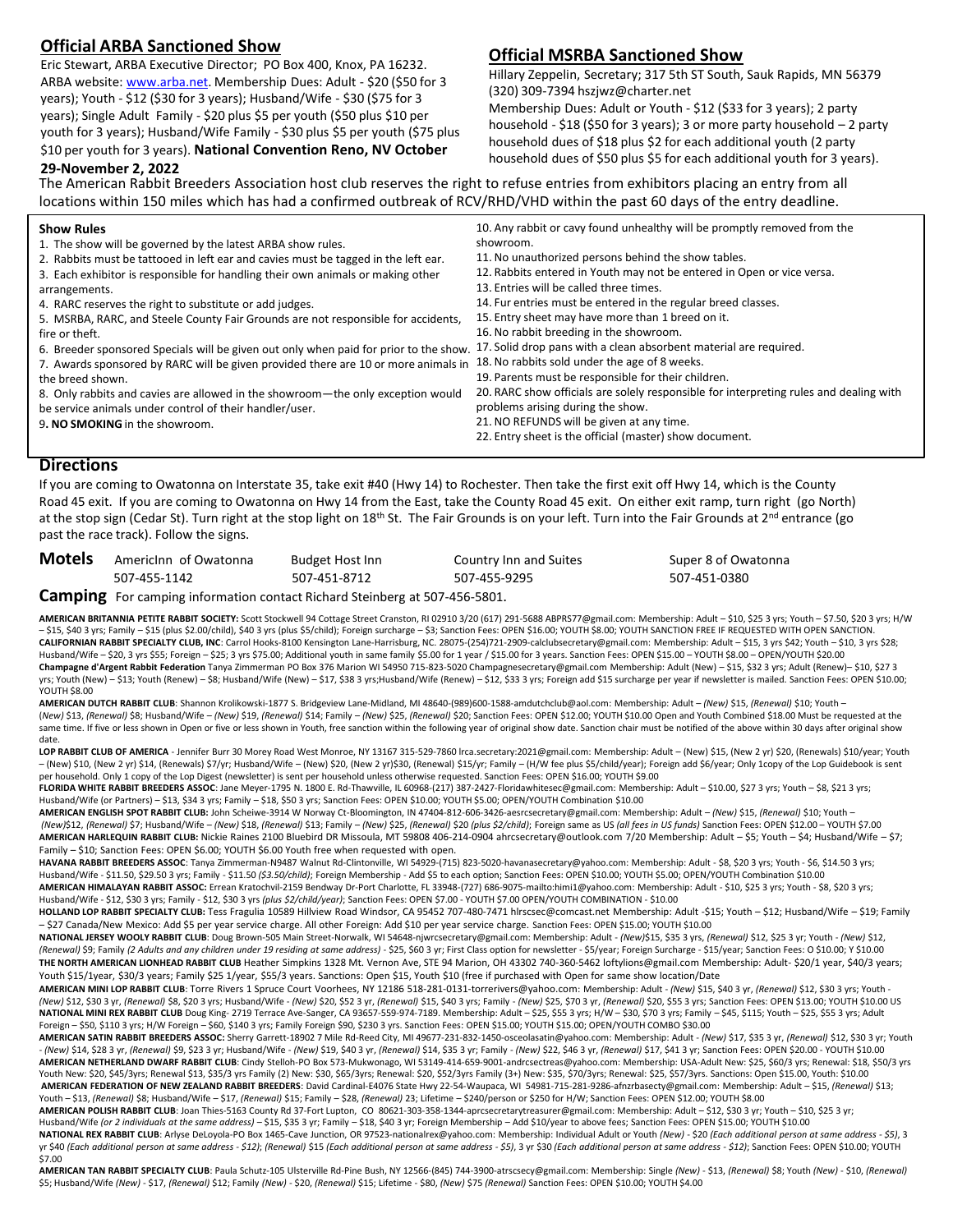## Official ARBA Sanctioned Show

Eric Stewart, ARBA Executive Director; PO Box 400, Knox, PA 16232. ARBA website: www.arba.net. Membership Dues: Adult - $20 ($50 for 3 years); Youth - $12 ($30 for 3 years); Husband/Wife - $30 ($75 for 3 years); Single Adult Family - $20 plus $5 per youth ($50 plus $10 per youth for 3 years); Husband/Wife Family - $30 plus $5 per youth ($75 plus $10 per youth for 3 years). **National Convention Reno, NV October 29-November 2, 2022**

## Official MSRBA Sanctioned Show

Hillary Zeppelin, Secretary; 317 5th ST South, Sauk Rapids, MN 56379 (320) 309-7394 hszjwz@charter.net

Membership Dues: Adult or Youth - $12 ($33 for 3 years); 2 party household - $18 ($50 for 3 years); 3 or more party household – 2 party household dues of $18 plus $2 for each additional youth (2 party household dues of $50 plus $5 for each additional youth for 3 years).

The American Rabbit Breeders Association host club reserves the right to refuse entries from exhibitors placing an entry from all locations within 150 miles which has had a confirmed outbreak of RCV/RHD/VHD within the past 60 days of the entry deadline.

**Show Rules**

1. The show will be governed by the latest ARBA show rules.
2. Rabbits must be tattooed in left ear and cavies must be tagged in the left ear.
3. Each exhibitor is responsible for handling their own animals or making other arrangements.
4. RARC reserves the right to substitute or add judges.
5. MSRBA, RARC, and Steele County Fair Grounds are not responsible for accidents, fire or theft.
6. Breeder sponsored Specials will be given out only when paid for prior to the show.
7. Awards sponsored by RARC will be given provided there are 10 or more animals in the breed shown.
8. Only rabbits and cavies are allowed in the showroom—the only exception would be service animals under control of their handler/user.
9. **NO SMOKING** in the showroom.
10. Any rabbit or cavy found unhealthy will be promptly removed from the showroom.
11. No unauthorized persons behind the show tables.
12. Rabbits entered in Youth may not be entered in Open or vice versa.
13. Entries will be called three times.
14. Fur entries must be entered in the regular breed classes.
15. Entry sheet may have more than 1 breed on it.
16. No rabbit breeding in the showroom.
17. Solid drop pans with a clean absorbent material are required.
18. No rabbits sold under the age of 8 weeks.
19. Parents must be responsible for their children.
20. RARC show officials are solely responsible for interpreting rules and dealing with problems arising during the show.
21. NO REFUNDS will be given at any time.
22. Entry sheet is the official (master) show document.

## Directions

If you are coming to Owatonna on Interstate 35, take exit #40 (Hwy 14) to Rochester. Then take the first exit off Hwy 14, which is the County Road 45 exit. If you are coming to Owatonna on Hwy 14 from the East, take the County Road 45 exit. On either exit ramp, turn right (go North) at the stop sign (Cedar St). Turn right at the stop light on 18th St. The Fair Grounds is on your left. Turn into the Fair Grounds at 2nd entrance (go past the race track). Follow the signs.

| **Motels** | AmericInn of Owatonna | Budget Host Inn | Country Inn and Suites | Super 8 of Owatonna |
|---|---|---|---|---|
| | 507-455-1142 | 507-451-8712 | 507-455-9295 | 507-451-0380 |

**Camping** For camping information contact Richard Steinberg at 507-456-5801.

**AMERICAN BRITANNIA PETITE RABBIT SOCIETY:** Scott Stockwell 94 Cottage Street Cranston, RI 02910 3/20 (617) 291-5688 ABPRS77@gmail.com: Membership: Adult – $10, $25 3 yrs; Youth – $7.50, $20 3 yrs; H/W – $15, $40 3 yrs; Family – $15 (plus $2.00/child), $40 3 yrs (plus $5/child); Foreign surcharge – $3; Sanction Fees: OPEN $16.00; YOUTH $8.00; YOUTH SANCTION FREE IF REQUESTED WITH OPEN SANCTION.

**CALIFORNIAN RABBIT SPECIALTY CLUB, INC**: Carrol Hooks-8100 Kensington Lane-Harrisburg, NC. 28075-(254)721-2909-calclubsecretary@gmail.com: Membership: Adult – $15, 3 yrs $42; Youth – $10, 3 yrs $28; Husband/Wife – $20, 3 yrs $55; Foreign – $25; 3 yrs $75.00; Additional youth in same family $5.00 for 1 year / $15.00 for 3 years. Sanction Fees: OPEN $15.00 – YOUTH $8.00 – OPEN/YOUTH $20.00

**Champagne d'Argent Rabbit Federation** Tanya Zimmerman PO Box 376 Marion WI 54950 715-823-5020 Champagnesecretary@gmail.com Membership: Adult (New) – $15, $32 3 yrs; Adult (Renew)– $10, $27 3 yrs; Youth (New) – $13; Youth (Renew) – $8; Husband/Wife (New) – $17, $38 3 yrs;Husband/Wife (Renew) – $12, $33 3 yrs; Foreign add $15 surcharge per year if newsletter is mailed. Sanction Fees: OPEN $10.00; YOUTH $8.00

**AMERICAN DUTCH RABBIT CLUB**: Shannon Krolikowski-1877 S. Bridgeview Lane-Midland, MI 48640-(989)600-1588-amdutchclub@aol.com: Membership: Adult – *(New)* $15, *(Renewal)* $10; Youth – (*New)* $13, *(Renewal)* $8; Husband/Wife – *(New)* $19, *(Renewal)* $14; Family – *(New)* $25, *(Renewal)* $20; Sanction Fees: OPEN $12.00; YOUTH $10.00 Open and Youth Combined $18.00 Must be requested at the same time. If five or less shown in Open or five or less shown in Youth, free sanction within the following year of original show date. Sanction chair must be notified of the above within 30 days after original show date.

**LOP RABBIT CLUB OF AMERICA** - Jennifer Burr 30 Morey Road West Monroe, NY 13167 315-529-7860 lrca.secretary:2021@gmail.com: Membership: Adult – (New) $15, (New 2 yr) $20, (Renewals) $10/year; Youth – (New) $10, (New 2 yr) $14, (Renewals) $7/yr; Husband/Wife – (New) $20, (New 2 yr)$30, (Renewal) $15/yr; Family – (H/W fee plus $5/child/year); Foreign add $6/year; Only 1copy of the Lop Guidebook is sent per household. Only 1 copy of the Lop Digest (newsletter) is sent per household unless otherwise requested. Sanction Fees: OPEN $16.00; YOUTH $9.00

**FLORIDA WHITE RABBIT BREEDERS ASSOC**: Jane Meyer-1795 N. 1800 E. Rd-Thawville, IL 60968-(217) 387-2427-Floridawhitesec@gmail.com: Membership: Adult – $10.00, $27 3 yrs; Youth – $8, $21 3 yrs; Husband/Wife (or Partners) – $13, $34 3 yrs; Family – $18, $50 3 yrs; Sanction Fees: OPEN $10.00; YOUTH $5.00; OPEN/YOUTH Combination $10.00

**AMERICAN ENGLISH SPOT RABBIT CLUB:** John Scheiwe-3914 W Norway Ct-Bloomington, IN 47404-812-606-3426-aesrcsecretary@gmail.com: Membership: Adult – *(New)* $15, *(Renewal)* $10; Youth – *(New)*$12, *(Renewal)* $7; Husband/Wife – *(New)* $18, *(Renewal)* $13; Family – *(New)* $25, *(Renewal)* $20 *(plus $2/child)*; Foreign same as US *(all fees in US funds)* Sanction Fees: OPEN $12.00 – YOUTH $7.00

**AMERICAN HARLEQUIN RABBIT CLUB:** Nickie Raines 2100 Bluebird DR Missoula, MT 59808 406-214-0904 ahrcsecretary@outlook.com 7/20 Membership: Adult – $5; Youth – $4; Husband/Wife – $7; Family – $10; Sanction Fees: OPEN $6.00; YOUTH $6.00 Youth free when requested with open.

**HAVANA RABBIT BREEDERS ASSOC**: Tanya Zimmerman-N9487 Walnut Rd-Clintonville, WI 54929-(715) 823-5020-havanasecretary@yahoo.com: Membership: Adult - $8, $20 3 yrs; Youth - $6, $14.50 3 yrs; Husband/Wife - $11.50, $29.50 3 yrs; Family - $11.50 *($3.50/child)*; Foreign Membership - Add $5 to each option; Sanction Fees: OPEN $10.00; YOUTH $5.00; OPEN/YOUTH Combination $10.00

**AMERICAN HIMALAYAN RABBIT ASSOC:** Errean Kratochvil-2159 Bendway Dr-Port Charlotte, FL 33948-(727) 686-9075-mailto:himi1@yahoo.com: Membership: Adult - $10, $25 3 yrs; Youth - $8, $20 3 yrs; Husband/Wife - $12, $30 3 yrs; Family - $12, $30 3 yrs *(plus $2/child/year)*; Sanction Fees: OPEN $7.00 - YOUTH $7.00 OPEN/YOUTH COMBINATION - $10.00

**HOLLAND LOP RABBIT SPECIALTY CLUB:** Tess Fragulia 10589 Hillview Road Windsor, CA 95452 707-480-7471 hlrscsec@comcast.net Membership: Adult -$15; Youth – $12; Husband/Wife – $19; Family – $27 Canada/New Mexico: Add $5 per year service charge. All other Foreign: Add $10 per year service charge. Sanction Fees: OPEN $15.00; YOUTH $10.00

**NATIONAL JERSEY WOOLY RABBIT CLUB**: Doug Brown-505 Main Street-Norwalk, WI 54648-njwrcsecretary@gmail.com: Membership: Adult - *(New)*$15, $35 3 yrs, *(Renewal)* $12, $25 3 yr; Youth - *(New)* $12, *(Renewal)* $9; Family *(2 Adults and any children under 19 residing at same address)* - $25, $60 3 yr; First Class option for newsletter - $5/year; Foreign Surcharge - $15/year; Sanction Fees: O $10.00; Y $10.00

**THE NORTH AMERICAN LIONHEAD RABBIT CLUB** Heather Simpkins 1328 Mt. Vernon Ave, STE 94 Marion, OH 43302 740-360-5462 loftylions@gmail.com Membership: Adult- $20/1 year, $40/3 years; Youth $15/1year, $30/3 years; Family $25 1/year, $55/3 years. Sanctions: Open $15, Youth $10 (free if purchased with Open for same show location/Date

**AMERICAN MINI LOP RABBIT CLUB**: Torre Rivers 1 Spruce Court Voorhees, NY 12186 518-281-0131-torrerivers@yahoo.com: Membership: Adult - *(New)* $15, $40 3 yr, *(Renewal)* $12, $30 3 yr; Youth - *(New)* $12, $30 3 yr, *(Renewal)* $8, $20 3 yrs; Husband/Wife - *(New)* $20, $52 3 yr, *(Renewal)* $15, $40 3 yrs; Family - *(New)* $25, $70 3 yr, *(Renewal)* $20, $55 3 yrs; Sanction Fees: OPEN $13.00; YOUTH $10.00 US

**NATIONAL MINI REX RABBIT CLUB** Doug King- 2719 Terrace Ave-Sanger, CA 93657-559-974-7189. Membership: Adult – $25, $55 3 yrs; H/W – $30, $70 3 yrs; Family – $45, $115; Youth – $25, $55 3 yrs; Adult Foreign – $50, $110 3 yrs; H/W Foreign – $60, $140 3 yrs; Family Foreign $90, $230 3 yrs. Sanction Fees: OPEN $15.00; YOUTH $15.00; OPEN/YOUTH COMBO $30.00

**AMERICAN SATIN RABBIT BREEDERS ASSOC:** Sherry Garrett-18902 7 Mile Rd-Reed City, MI 49677-231-832-1450-osceolasatin@yahoo.com: Membership: Adult - *(New)* $17, $35 3 yr, *(Renewal)* $12, $30 3 yr; Youth - *(New)* $14, $28 3 yr, *(Renewal)* $9, $23 3 yr; Husband/Wife - *(New)* $19, $40 3 yr, *(Renewal)* $14, $35 3 yr; Family - *(New)* $22, $46 3 yr, *(Renewal)* $17, $41 3 yr; Sanction Fees: OPEN $20.00 - YOUTH $10.00

**AMERICAN NETHERLAND DWARF RABBIT CLUB**: Cindy Stelloh-PO Box 573-Mukwonago, WI 53149-414-659-9001-andrcsectreas@yahoo.com: Membership: USA-Adult New: $25, $60/3 yrs; Renewal: $18, $50/3 yrs Youth New: $20, $45/3yrs; Renewal $13, $35/3 yrs Family (2) New: $30, $65/3yrs; Renewal: $20, $52/3yrs Family (3+) New: $35, $70/3yrs; Renewal: $25, $57/3yrs. Sanctions: Open $15.00, Youth: $10.00

**AMERICAN FEDERATION OF NEW ZEALAND RABBIT BREEDERS**: David Cardinal-E4076 State Hwy 22-54-Waupaca, WI 54981-715-281-9286-afnzrbasecty@gmail.com: Membership: Adult – $15, *(Renewal)* $13; Youth – $13, *(Renewal)* $8; Husband/Wife – $17, *(Renewal)* $15; Family – $28, *(Renewal)* 23; Lifetime – $240/person or $250 for H/W; Sanction Fees: OPEN $12.00; YOUTH $8.00

**AMERICAN POLISH RABBIT CLUB**: Joan Thies-5163 County Rd 37-Fort Lupton, CO 80621-303-358-1344-aprcsecretarytreasurer@gmail.com: Membership: Adult – $12, $30 3 yr; Youth – $10, $25 3 yr; Husband/Wife *(or 2 individuals at the same address)* – $15, $35 3 yr; Family – $18, $40 3 yr; Foreign Membership – Add $10/year to above fees; Sanction Fees: OPEN $15.00; YOUTH $10.00

**NATIONAL REX RABBIT CLUB**: Arlyse DeLoyola-PO Box 1465-Cave Junction, OR 97523-nationalrex@yahoo.com: Membership: Individual Adult or Youth *(New)* - $20 *(Each additional person at same address - $5)*, 3 yr $40 *(Each additional person at same address - $12)*; *(Renewal)* $15 *(Each additional person at same address - $5)*, 3 yr $30 *(Each additional person at same address - $12)*; Sanction Fees: OPEN $10.00; YOUTH $7.00

**AMERICAN TAN RABBIT SPECIALTY CLUB**: Paula Schutz-105 Ulsterville Rd-Pine Bush, NY 12566-(845) 744-3900-atrscsecy@gmail.com: Membership: Single *(New)* - $13, *(Renewal)* $8; Youth *(New)* - $10, *(Renewal)* $5; Husband/Wife *(New)* - $17, *(Renewal)* $12; Family *(New)* - $20, *(Renewal)* $15; Lifetime - $80, *(New)* $75 *(Renewal)* Sanction Fees: OPEN $10.00; YOUTH $4.00